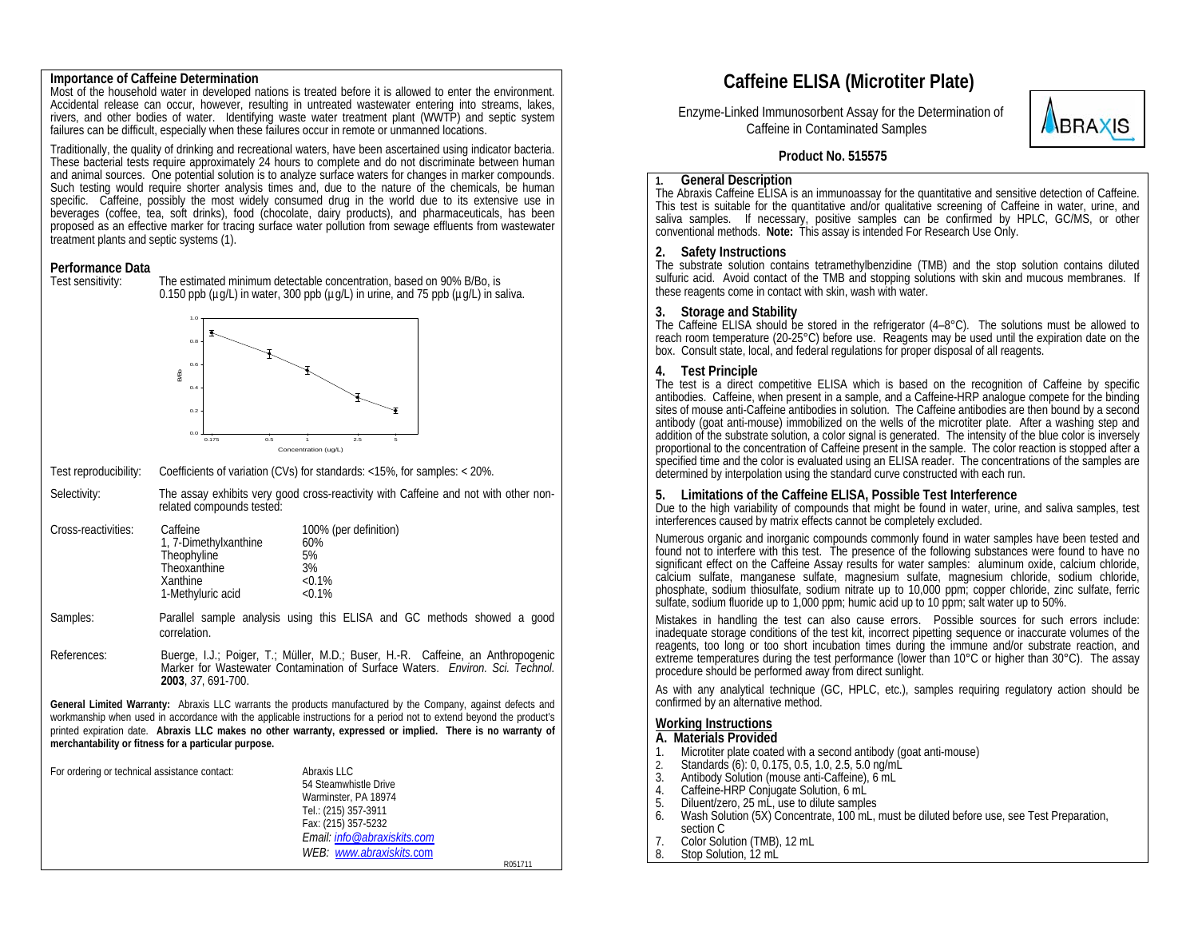# Caffeine ELISA (Microtiter Plate)

Enzyme-Linked Immunosorbent Assay for the Determination of Caffeine in Contaminated Samples

**Product No. 515575**

## 1. General Description

The Abraxis Caffeine ELISA is an immunoassay for the quantitative and sensitive detection of Caffeine. This test is suitable for the quantitative and/or qualitative screening of Caffeine in water, urine, and saliva samples. If necessary, positive samples can be confirmed by HPLC, GC/MS, or other conventional methods. **Note:** This assay is intended For Research Use Only.

## 2. Safety Instructions

The substrate solution contains tetramethylbenzidine (TMB) and the stop solution contains diluted sulfuric acid. Avoid contact of the TMB and stopping solutions with skin and mucous membranes. If these reagents come in contact with skin, wash with water.

## 3. Storage and Stability

The Caffeine ELISA should be stored in the refrigerator (4–8°C). The solutions must be allowed to reach room temperature (20-25°C) before use. Reagents may be used until the expiration date on the box. Consult state, local, and federal regulations for proper disposal of all reagents.

## 4. Test Principle

The test is a direct competitive ELISA which is based on the recognition of Caffeine by specific antibodies. Caffeine, when present in a sample, and a Caffeine-HRP analogue compete for the binding sites of mouse anti-Caffeine antibodies in solution. The Caffeine antibodies are then bound by a second antibody (goat anti-mouse) immobilized on the wells of the microtiter plate. After a washing step and addition of the substrate solution, a color signal is generated. The intensity of the blue color is inversely proportional to the concentration of Caffeine present in the sample. The color reaction is stopped after a specified time and the color is evaluated using an ELISA reader. The concentrations of the samples are determined by interpolation using the standard curve constructed with each run.

## 5. Limitations of the Caffeine ELISA, Possible Test Interference

Due to the high variability of compounds that might be found in water, urine, and saliva samples, test interferences caused by matrix effects cannot be completely excluded.

Numerous organic and inorganic compounds commonly found in water samples have been tested and found not to interfere with this test. The presence of the following substances were found to have no significant effect on the Caffeine Assay results for water samples: aluminum oxide, calcium chloride, calcium sulfate, manganese sulfate, magnesium sulfate, magnesium chloride, sodium chloride, phosphate, sodium thiosulfate, sodium nitrate up to 10,000 ppm; copper chloride, zinc sulfate, ferric sulfate, sodium fluoride up to 1,000 ppm; humic acid up to 10 ppm; salt water up to 50%.

Mistakes in handling the test can also cause errors. Possible sources for such errors include: inadequate storage conditions of the test kit, incorrect pipetting sequence or inaccurate volumes of the reagents, too long or too short incubation times during the immune and/or substrate reaction, and extreme temperatures during the test performance (lower than 10°C or higher than 30°C). The assay procedure should be performed away from direct sunlight.

As with any analytical technique (GC, HPLC, etc.), samples requiring regulatory action should be confirmed by an alternative method.

## Working Instructions

### A. Materials Provided

1. Microtiter plate coated with a second antibody (goat anti-mouse)
2. Standards (6): 0, 0.175, 0.5, 1.0, 2.5, 5.0 ng/mL
3. Antibody Solution (mouse anti-Caffeine), 6 mL
4. Caffeine-HRP Conjugate Solution, 6 mL
5. Diluent/zero, 25 mL, use to dilute samples
6. Wash Solution (5X) Concentrate, 100 mL, must be diluted before use, see Test Preparation, section C
7. Color Solution (TMB), 12 mL
8. Stop Solution, 12 mL

## Importance of Caffeine Determination

Most of the household water in developed nations is treated before it is allowed to enter the environment. Accidental release can occur, however, resulting in untreated wastewater entering into streams, lakes, rivers, and other bodies of water. Identifying waste water treatment plant (WWTP) and septic system failures can be difficult, especially when these failures occur in remote or unmanned locations.

Traditionally, the quality of drinking and recreational waters, have been ascertained using indicator bacteria. These bacterial tests require approximately 24 hours to complete and do not discriminate between human and animal sources. One potential solution is to analyze surface waters for changes in marker compounds. Such testing would require shorter analysis times and, due to the nature of the chemicals, be human specific. Caffeine, possibly the most widely consumed drug in the world due to its extensive use in beverages (coffee, tea, soft drinks), food (chocolate, dairy products), and pharmaceuticals, has been proposed as an effective marker for tracing surface water pollution from sewage effluents from wastewater treatment plants and septic systems (1).

## Performance Data

Test sensitivity: The estimated minimum detectable concentration, based on 90% B/Bo, is 0.150 ppb (µg/L) in water, 300 ppb (µg/L) in urine, and 75 ppb (µg/L) in saliva.

Test reproducibility: Coefficients of variation (CVs) for standards: <15%, for samples: < 20%.

Selectivity: The assay exhibits very good cross-reactivity with Caffeine and not with other non-related compounds tested:

| Cross-reactivities: | |
|---|---|
| Caffeine | 100% (per definition) |
| 1, 7-Dimethylxanthine | 60% |
| Theophyline | 5% |
| Theoxanthine | 3% |
| Xanthine | <0.1% |
| 1-Methyluric acid | <0.1% |

Samples: Parallel sample analysis using this ELISA and GC methods showed a good correlation.

References: Buerge, I.J.; Poiger, T.; Müller, M.D.; Buser, H.-R. Caffeine, an Anthropogenic Marker for Wastewater Contamination of Surface Waters. *Environ. Sci. Technol.* **2003**, *37*, 691-700.

**General Limited Warranty:** Abraxis LLC warrants the products manufactured by the Company, against defects and workmanship when used in accordance with the applicable instructions for a period not to extend beyond the product's printed expiration date. **Abraxis LLC makes no other warranty, expressed or implied. There is no warranty of merchantability or fitness for a particular purpose.**

For ordering or technical assistance contact:

Abraxis LLC
54 Steamwhistle Drive
Warminster, PA 18974
Tel.: (215) 357-3911
Fax: (215) 357-5232
*Email: info@abraxiskits.com*
*WEB: www.abraxiskits.com*

R051711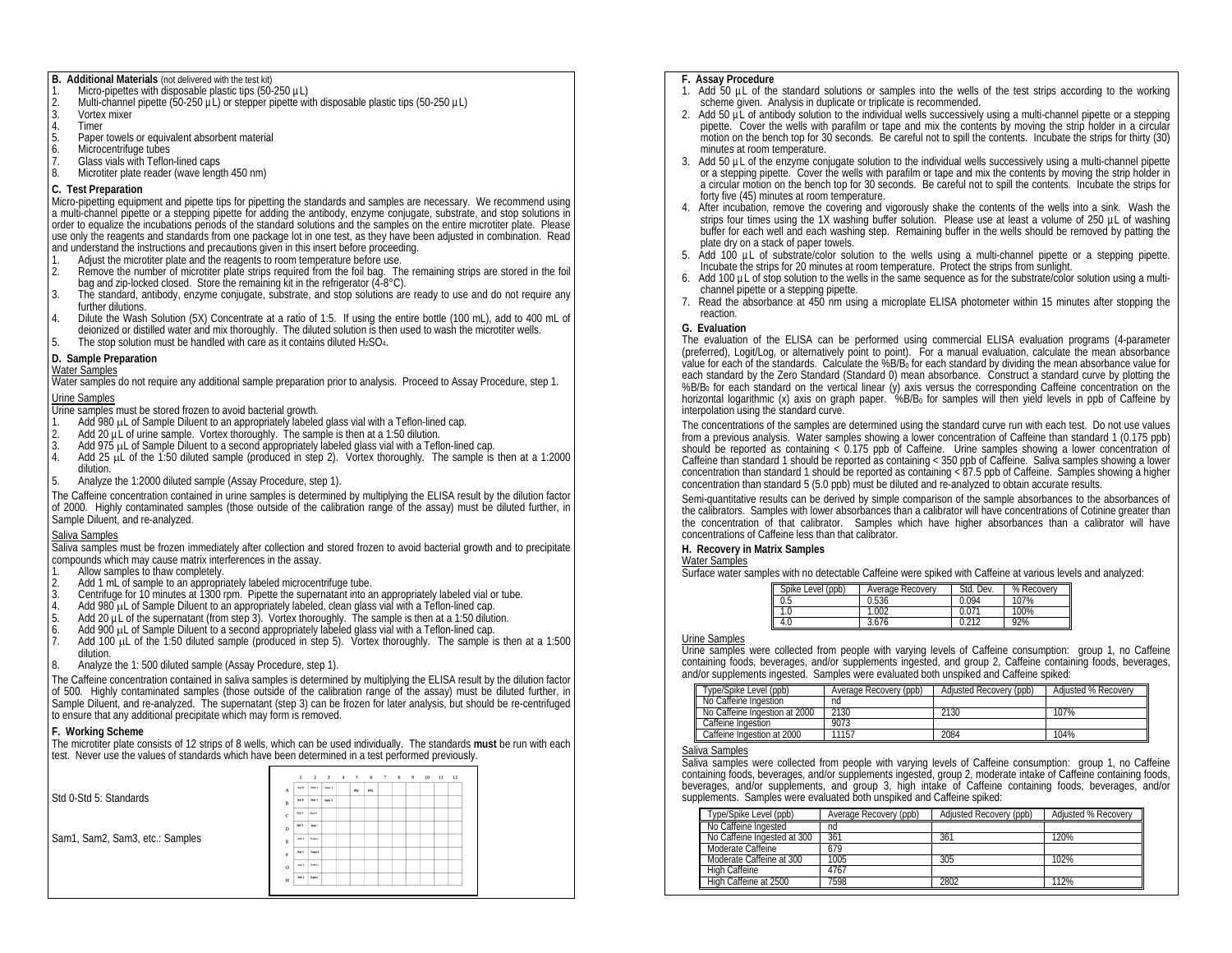**B. Additional Materials** (not delivered with the test kit)

1. Micro-pipettes with disposable plastic tips (50-250 µL)
2. Multi-channel pipette (50-250 µL) or stepper pipette with disposable plastic tips (50-250 µL)
3. Vortex mixer
4. Timer
5. Paper towels or equivalent absorbent material
6. Microcentrifuge tubes
7. Glass vials with Teflon-lined caps
8. Microtiter plate reader (wave length 450 nm)

**C. Test Preparation**

Micro-pipetting equipment and pipette tips for pipetting the standards and samples are necessary. We recommend using a multi-channel pipette or a stepping pipette for adding the antibody, enzyme conjugate, substrate, and stop solutions in order to equalize the incubations periods of the standard solutions and the samples on the entire microtiter plate. Please use only the reagents and standards from one package lot in one test, as they have been adjusted in combination. Read and understand the instructions and precautions given in this insert before proceeding.

1. Adjust the microtiter plate and the reagents to room temperature before use.
2. Remove the number of microtiter plate strips required from the foil bag. The remaining strips are stored in the foil bag and zip-locked closed. Store the remaining kit in the refrigerator (4-8°C).
3. The standard, antibody, enzyme conjugate, substrate, and stop solutions are ready to use and do not require any further dilutions.
4. Dilute the Wash Solution (5X) Concentrate at a ratio of 1:5. If using the entire bottle (100 mL), add to 400 mL of deionized or distilled water and mix thoroughly. The diluted solution is then used to wash the microtiter wells.
5. The stop solution must be handled with care as it contains diluted $H_2SO_4$.

**D. Sample Preparation**

Water Samples

Water samples do not require any additional sample preparation prior to analysis. Proceed to Assay Procedure, step 1.

Urine Samples

Urine samples must be stored frozen to avoid bacterial growth.

1. Add 980 µL of Sample Diluent to an appropriately labeled glass vial with a Teflon-lined cap.
2. Add 20 µL of urine sample. Vortex thoroughly. The sample is then at a 1:50 dilution.
3. Add 975 µL of Sample Diluent to a second appropriately labeled glass vial with a Teflon-lined cap.
4. Add 25 µL of the 1:50 diluted sample (produced in step 2). Vortex thoroughly. The sample is then at a 1:2000 dilution.
5. Analyze the 1:2000 diluted sample (Assay Procedure, step 1).

The Caffeine concentration contained in urine samples is determined by multiplying the ELISA result by the dilution factor of 2000. Highly contaminated samples (those outside of the calibration range of the assay) must be diluted further, in Sample Diluent, and re-analyzed.

Saliva Samples

Saliva samples must be frozen immediately after collection and stored frozen to avoid bacterial growth and to precipitate compounds which may cause matrix interferences in the assay.

1. Allow samples to thaw completely.
2. Add 1 mL of sample to an appropriately labeled microcentrifuge tube.
3. Centrifuge for 10 minutes at 1300 rpm. Pipette the supernatant into an appropriately labeled vial or tube.
4. Add 980 µL of Sample Diluent to an appropriately labeled, clean glass vial with a Teflon-lined cap.
5. Add 20 µL of the supernatant (from step 3). Vortex thoroughly. The sample is then at a 1:50 dilution.
6. Add 900 µL of Sample Diluent to a second appropriately labeled glass vial with a Teflon-lined cap.
7. Add 100 µL of the 1:50 diluted sample (produced in step 5). Vortex thoroughly. The sample is then at a 1:500 dilution.
8. Analyze the 1: 500 diluted sample (Assay Procedure, step 1).

The Caffeine concentration contained in saliva samples is determined by multiplying the ELISA result by the dilution factor of 500. Highly contaminated samples (those outside of the calibration range of the assay) must be diluted further, in Sample Diluent, and re-analyzed. The supernatant (step 3) can be frozen for later analysis, but should be re-centrifuged to ensure that any additional precipitate which may form is removed.

**F. Working Scheme**

The microtiter plate consists of 12 strips of 8 wells, which can be used individually. The standards **must** be run with each test. Never use the values of standards which have been determined in a test performed previously.

Std 0-Std 5: Standards

Sam1, Sam2, Sam3, etc.: Samples

| | 1 | 2 | 3 | 4 | 5 | 6 | 7 | 8 | 9 | 10 | 11 | 12 |
|---|---|---|---|---|---|---|---|---|---|---|---|---|
| A | Std 0 | Std 4 | Sam 3 | | etc. | etc. | | | | | | |
| B | Std 0 | Std 4 | Sam 3 | | | | | | | | | |
| C | Std 1 | Std 5 | | | | | | | | | | |
| D | Std 1 | Std 5 | | | | | | | | | | |
| E | Std 2 | Sam 1 | | | | | | | | | | |
| F | Std 2 | Sam 1 | | | | | | | | | | |
| G | Std 3 | Sam 2 | | | | | | | | | | |
| H | Std 3 | Sam 2 | | | | | | | | | | |

**F. Assay Procedure**

1. Add 50 µL of the standard solutions or samples into the wells of the test strips according to the working scheme given. Analysis in duplicate or triplicate is recommended.
2. Add 50 µL of antibody solution to the individual wells successively using a multi-channel pipette or a stepping pipette. Cover the wells with parafilm or tape and mix the contents by moving the strip holder in a circular motion on the bench top for 30 seconds. Be careful not to spill the contents. Incubate the strips for thirty (30) minutes at room temperature.
3. Add 50 µL of the enzyme conjugate solution to the individual wells successively using a multi-channel pipette or a stepping pipette. Cover the wells with parafilm or tape and mix the contents by moving the strip holder in a circular motion on the bench top for 30 seconds. Be careful not to spill the contents. Incubate the strips for forty five (45) minutes at room temperature.
4. After incubation, remove the covering and vigorously shake the contents of the wells into a sink. Wash the strips four times using the 1X washing buffer solution. Please use at least a volume of 250 µL of washing buffer for each well and each washing step. Remaining buffer in the wells should be removed by patting the plate dry on a stack of paper towels.
5. Add 100 µL of substrate/color solution to the wells using a multi-channel pipette or a stepping pipette. Incubate the strips for 20 minutes at room temperature. Protect the strips from sunlight.
6. Add 100 µL of stop solution to the wells in the same sequence as for the substrate/color solution using a multi-channel pipette or a stepping pipette.
7. Read the absorbance at 450 nm using a microplate ELISA photometer within 15 minutes after stopping the reaction.

**G. Evaluation**

The evaluation of the ELISA can be performed using commercial ELISA evaluation programs (4-parameter (preferred), Logit/Log, or alternatively point to point). For a manual evaluation, calculate the mean absorbance value for each of the standards. Calculate the $\%B/B_0$ for each standard by dividing the mean absorbance value for each standard by the Zero Standard (Standard 0) mean absorbance. Construct a standard curve by plotting the $\%B/B_0$ for each standard on the vertical linear (y) axis versus the corresponding Caffeine concentration on the horizontal logarithmic (x) axis on graph paper. $\%B/B_0$ for samples will then yield levels in ppb of Caffeine by interpolation using the standard curve.

The concentrations of the samples are determined using the standard curve run with each test. Do not use values from a previous analysis. Water samples showing a lower concentration of Caffeine than standard 1 (0.175 ppb) should be reported as containing < 0.175 ppb of Caffeine. Urine samples showing a lower concentration of Caffeine than standard 1 should be reported as containing < 350 ppb of Caffeine. Saliva samples showing a lower concentration than standard 1 should be reported as containing < 87.5 ppb of Caffeine. Samples showing a higher concentration than standard 5 (5.0 ppb) must be diluted and re-analyzed to obtain accurate results.

Semi-quantitative results can be derived by simple comparison of the sample absorbances to the absorbances of the calibrators. Samples with lower absorbances than a calibrator will have concentrations of Cotinine greater than the concentration of that calibrator. Samples which have higher absorbances than a calibrator will have concentrations of Caffeine less than that calibrator.

**H. Recovery in Matrix Samples**

Water Samples

Surface water samples with no detectable Caffeine were spiked with Caffeine at various levels and analyzed:

| Spike Level (ppb) | Average Recovery | Std. Dev. | % Recovery |
|---|---|---|---|
| 0.5 | 0.536 | 0.094 | 107% |
| 1.0 | 1.002 | 0.071 | 100% |
| 4.0 | 3.676 | 0.212 | 92% |

Urine Samples

Urine samples were collected from people with varying levels of Caffeine consumption: group 1, no Caffeine containing foods, beverages, and/or supplements ingested, and group 2, Caffeine containing foods, beverages, and/or supplements ingested. Samples were evaluated both unspiked and Caffeine spiked:

| Type/Spike Level (ppb) | Average Recovery (ppb) | Adjusted Recovery (ppb) | Adjusted % Recovery |
|---|---|---|---|
| No Caffeine Ingestion | nd | | |
| No Caffeine Ingestion at 2000 | 2130 | 2130 | 107% |
| Caffeine Ingestion | 9073 | | |
| Caffeine Ingestion at 2000 | 11157 | 2084 | 104% |

Saliva Samples

Saliva samples were collected from people with varying levels of Caffeine consumption: group 1, no Caffeine containing foods, beverages, and/or supplements ingested, group 2, moderate intake of Caffeine containing foods, beverages, and/or supplements, and group 3, high intake of Caffeine containing foods, beverages, and/or supplements. Samples were evaluated both unspiked and Caffeine spiked:

| Type/Spike Level (ppb) | Average Recovery (ppb) | Adjusted Recovery (ppb) | Adjusted % Recovery |
|---|---|---|---|
| No Caffeine Ingested | nd | | |
| No Caffeine Ingested at 300 | 361 | 361 | 120% |
| Moderate Caffeine | 679 | | |
| Moderate Caffeine at 300 | 1005 | 305 | 102% |
| High Caffeine | 4767 | | |
| High Caffeine at 2500 | 7598 | 2802 | 112% |